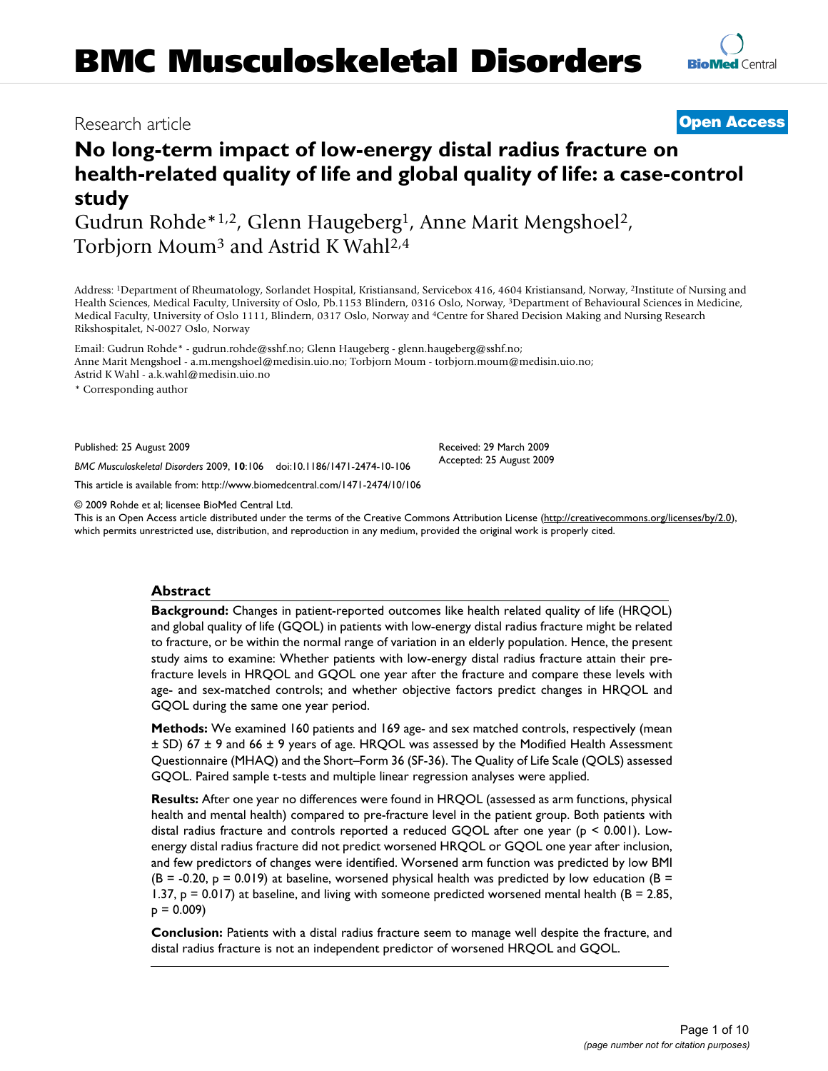Research article

**Open Access**

# No long-term impact of low-energy distal radius fracture on health-related quality of life and global quality of life: a case-control study

Gudrun Rohde*[1,2], Glenn Haugeberg[1], Anne Marit Mengshoel[2], Torbjorn Moum[3] and Astrid K Wahl[2,4]

Address: [1]Department of Rheumatology, Sorlandet Hospital, Kristiansand, Servicebox 416, 4604 Kristiansand, Norway, [2]Institute of Nursing and Health Sciences, Medical Faculty, University of Oslo, Pb.1153 Blindern, 0316 Oslo, Norway, [3]Department of Behavioural Sciences in Medicine, Medical Faculty, University of Oslo 1111, Blindern, 0317 Oslo, Norway and [4]Centre for Shared Decision Making and Nursing Research Rikshospitalet, N-0027 Oslo, Norway

Email: Gudrun Rohde* - gudrun.rohde@sshf.no; Glenn Haugeberg - glenn.haugeberg@sshf.no; Anne Marit Mengshoel - a.m.mengshoel@medisin.uio.no; Torbjorn Moum - torbjorn.moum@medisin.uio.no; Astrid K Wahl - a.k.wahl@medisin.uio.no

* Corresponding author

Published: 25 August 2009

*BMC Musculoskeletal Disorders* 2009, **10**:106 doi:10.1186/1471-2474-10-106

Received: 29 March 2009
Accepted: 25 August 2009

This article is available from: http://www.biomedcentral.com/1471-2474/10/106

© 2009 Rohde et al; licensee BioMed Central Ltd.
This is an Open Access article distributed under the terms of the Creative Commons Attribution License (http://creativecommons.org/licenses/by/2.0), which permits unrestricted use, distribution, and reproduction in any medium, provided the original work is properly cited.

## Abstract

**Background:** Changes in patient-reported outcomes like health related quality of life (HRQOL) and global quality of life (GQOL) in patients with low-energy distal radius fracture might be related to fracture, or be within the normal range of variation in an elderly population. Hence, the present study aims to examine: Whether patients with low-energy distal radius fracture attain their pre-fracture levels in HRQOL and GQOL one year after the fracture and compare these levels with age- and sex-matched controls; and whether objective factors predict changes in HRQOL and GQOL during the same one year period.

**Methods:** We examined 160 patients and 169 age- and sex matched controls, respectively (mean ± SD) 67 ± 9 and 66 ± 9 years of age. HRQOL was assessed by the Modified Health Assessment Questionnaire (MHAQ) and the Short–Form 36 (SF-36). The Quality of Life Scale (QOLS) assessed GQOL. Paired sample t-tests and multiple linear regression analyses were applied.

**Results:** After one year no differences were found in HRQOL (assessed as arm functions, physical health and mental health) compared to pre-fracture level in the patient group. Both patients with distal radius fracture and controls reported a reduced GQOL after one year ($p < 0.001$). Low-energy distal radius fracture did not predict worsened HRQOL or GQOL one year after inclusion, and few predictors of changes were identified. Worsened arm function was predicted by low BMI ($B = -0.20$, $p = 0.019$) at baseline, worsened physical health was predicted by low education ($B = 1.37$, $p = 0.017$) at baseline, and living with someone predicted worsened mental health ($B = 2.85$, $p = 0.009$)

**Conclusion:** Patients with a distal radius fracture seem to manage well despite the fracture, and distal radius fracture is not an independent predictor of worsened HRQOL and GQOL.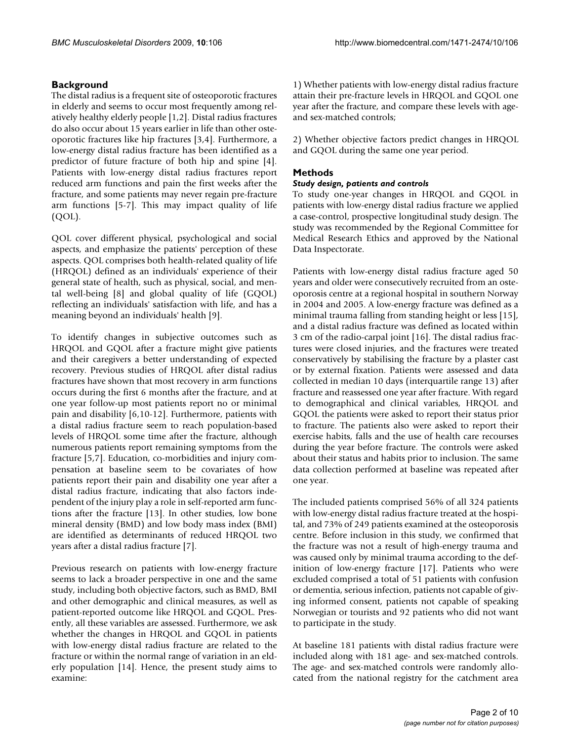## Background

The distal radius is a frequent site of osteoporotic fractures in elderly and seems to occur most frequently among relatively healthy elderly people [1,2]. Distal radius fractures do also occur about 15 years earlier in life than other osteoporotic fractures like hip fractures [3,4]. Furthermore, a low-energy distal radius fracture has been identified as a predictor of future fracture of both hip and spine [4]. Patients with low-energy distal radius fractures report reduced arm functions and pain the first weeks after the fracture, and some patients may never regain pre-fracture arm functions [5-7]. This may impact quality of life (QOL).

QOL cover different physical, psychological and social aspects, and emphasize the patients' perception of these aspects. QOL comprises both health-related quality of life (HRQOL) defined as an individuals' experience of their general state of health, such as physical, social, and mental well-being [8] and global quality of life (GQOL) reflecting an individuals' satisfaction with life, and has a meaning beyond an individuals' health [9].

To identify changes in subjective outcomes such as HRQOL and GQOL after a fracture might give patients and their caregivers a better understanding of expected recovery. Previous studies of HRQOL after distal radius fractures have shown that most recovery in arm functions occurs during the first 6 months after the fracture, and at one year follow-up most patients report no or minimal pain and disability [6,10-12]. Furthermore, patients with a distal radius fracture seem to reach population-based levels of HRQOL some time after the fracture, although numerous patients report remaining symptoms from the fracture [5,7]. Education, co-morbidities and injury compensation at baseline seem to be covariates of how patients report their pain and disability one year after a distal radius fracture, indicating that also factors independent of the injury play a role in self-reported arm functions after the fracture [13]. In other studies, low bone mineral density (BMD) and low body mass index (BMI) are identified as determinants of reduced HRQOL two years after a distal radius fracture [7].

Previous research on patients with low-energy fracture seems to lack a broader perspective in one and the same study, including both objective factors, such as BMD, BMI and other demographic and clinical measures, as well as patient-reported outcome like HRQOL and GQOL. Presently, all these variables are assessed. Furthermore, we ask whether the changes in HRQOL and GQOL in patients with low-energy distal radius fracture are related to the fracture or within the normal range of variation in an elderly population [14]. Hence, the present study aims to examine:

1) Whether patients with low-energy distal radius fracture attain their pre-fracture levels in HRQOL and GQOL one year after the fracture, and compare these levels with age- and sex-matched controls;

2) Whether objective factors predict changes in HRQOL and GQOL during the same one year period.

## Methods

### *Study design, patients and controls*

To study one-year changes in HRQOL and GQOL in patients with low-energy distal radius fracture we applied a case-control, prospective longitudinal study design. The study was recommended by the Regional Committee for Medical Research Ethics and approved by the National Data Inspectorate.

Patients with low-energy distal radius fracture aged 50 years and older were consecutively recruited from an osteoporosis centre at a regional hospital in southern Norway in 2004 and 2005. A low-energy fracture was defined as a minimal trauma falling from standing height or less [15], and a distal radius fracture was defined as located within 3 cm of the radio-carpal joint [16]. The distal radius fractures were closed injuries, and the fractures were treated conservatively by stabilising the fracture by a plaster cast or by external fixation. Patients were assessed and data collected in median 10 days (interquartile range 13) after fracture and reassessed one year after fracture. With regard to demographical and clinical variables, HRQOL and GQOL the patients were asked to report their status prior to fracture. The patients also were asked to report their exercise habits, falls and the use of health care recourses during the year before fracture. The controls were asked about their status and habits prior to inclusion. The same data collection performed at baseline was repeated after one year.

The included patients comprised 56% of all 324 patients with low-energy distal radius fracture treated at the hospital, and 73% of 249 patients examined at the osteoporosis centre. Before inclusion in this study, we confirmed that the fracture was not a result of high-energy trauma and was caused only by minimal trauma according to the definition of low-energy fracture [17]. Patients who were excluded comprised a total of 51 patients with confusion or dementia, serious infection, patients not capable of giving informed consent, patients not capable of speaking Norwegian or tourists and 92 patients who did not want to participate in the study.

At baseline 181 patients with distal radius fracture were included along with 181 age- and sex-matched controls. The age- and sex-matched controls were randomly allocated from the national registry for the catchment area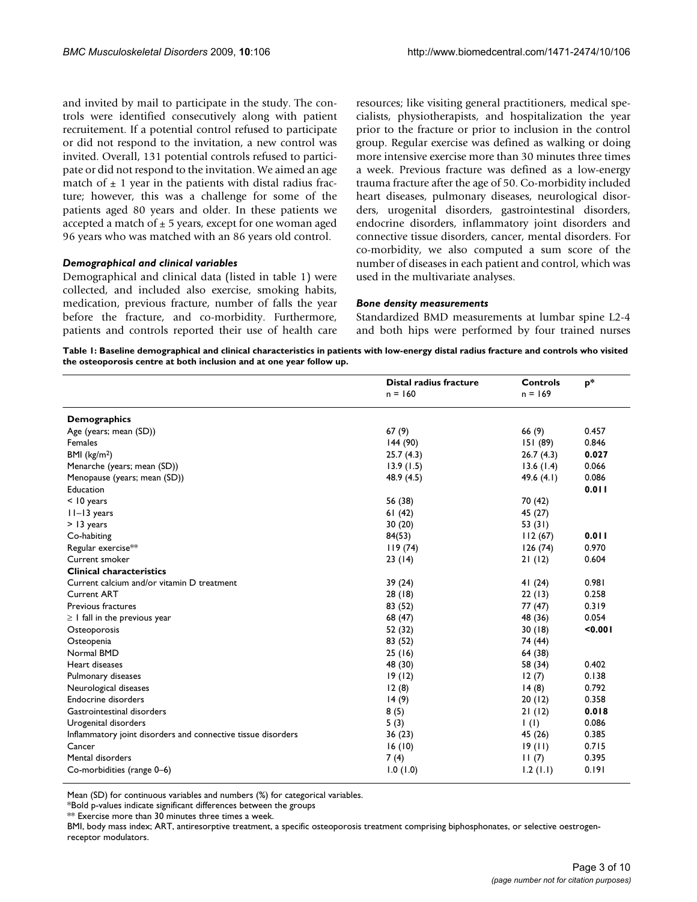and invited by mail to participate in the study. The controls were identified consecutively along with patient recruitement. If a potential control refused to participate or did not respond to the invitation, a new control was invited. Overall, 131 potential controls refused to participate or did not respond to the invitation. We aimed an age match of ± 1 year in the patients with distal radius fracture; however, this was a challenge for some of the patients aged 80 years and older. In these patients we accepted a match of ± 5 years, except for one woman aged 96 years who was matched with an 86 years old control.

### *Demographical and clinical variables*

Demographical and clinical data (listed in table 1) were collected, and included also exercise, smoking habits, medication, previous fracture, number of falls the year before the fracture, and co-morbidity. Furthermore, patients and controls reported their use of health care resources; like visiting general practitioners, medical specialists, physiotherapists, and hospitalization the year prior to the fracture or prior to inclusion in the control group. Regular exercise was defined as walking or doing more intensive exercise more than 30 minutes three times a week. Previous fracture was defined as a low-energy trauma fracture after the age of 50. Co-morbidity included heart diseases, pulmonary diseases, neurological disorders, urogenital disorders, gastrointestinal disorders, endocrine disorders, inflammatory joint disorders and connective tissue disorders, cancer, mental disorders. For co-morbidity, we also computed a sum score of the number of diseases in each patient and control, which was used in the multivariate analyses.

### *Bone density measurements*

Standardized BMD measurements at lumbar spine L2-4 and both hips were performed by four trained nurses

**Table 1: Baseline demographical and clinical characteristics in patients with low-energy distal radius fracture and controls who visited the osteoporosis centre at both inclusion and at one year follow up.**

| | Distal radius fracture n = 160 | Controls n = 169 | p* |
|---|---|---|---|
| **Demographics** | | | |
| Age (years; mean (SD)) | 67 (9) | 66 (9) | 0.457 |
| Females | 144 (90) | 151 (89) | 0.846 |
| BMI (kg/m$^2$) | 25.7 (4.3) | 26.7 (4.3) | **0.027** |
| Menarche (years; mean (SD)) | 13.9 (1.5) | 13.6 (1.4) | 0.066 |
| Menopause (years; mean (SD)) | 48.9 (4.5) | 49.6 (4.1) | 0.086 |
| Education | | | **0.011** |
| < 10 years | 56 (38) | 70 (42) | |
| 11–13 years | 61 (42) | 45 (27) | |
| > 13 years | 30 (20) | 53 (31) | |
| Co-habiting | 84(53) | 112 (67) | **0.011** |
| Regular exercise** | 119 (74) | 126 (74) | 0.970 |
| Current smoker | 23 (14) | 21 (12) | 0.604 |
| **Clinical characteristics** | | | |
| Current calcium and/or vitamin D treatment | 39 (24) | 41 (24) | 0.981 |
| Current ART | 28 (18) | 22 (13) | 0.258 |
| Previous fractures | 83 (52) | 77 (47) | 0.319 |
| ≥ 1 fall in the previous year | 68 (47) | 48 (36) | 0.054 |
| Osteoporosis | 52 (32) | 30 (18) | **<0.001** |
| Osteopenia | 83 (52) | 74 (44) | |
| Normal BMD | 25 (16) | 64 (38) | |
| Heart diseases | 48 (30) | 58 (34) | 0.402 |
| Pulmonary diseases | 19 (12) | 12 (7) | 0.138 |
| Neurological diseases | 12 (8) | 14 (8) | 0.792 |
| Endocrine disorders | 14 (9) | 20 (12) | 0.358 |
| Gastrointestinal disorders | 8 (5) | 21 (12) | **0.018** |
| Urogenital disorders | 5 (3) | 1 (1) | 0.086 |
| Inflammatory joint disorders and connective tissue disorders | 36 (23) | 45 (26) | 0.385 |
| Cancer | 16 (10) | 19 (11) | 0.715 |
| Mental disorders | 7 (4) | 11 (7) | 0.395 |
| Co-morbidities (range 0–6) | 1.0 (1.0) | 1.2 (1.1) | 0.191 |

Mean (SD) for continuous variables and numbers (%) for categorical variables.

*Bold p-values indicate significant differences between the groups

** Exercise more than 30 minutes three times a week.

BMI, body mass index; ART, antiresorptive treatment, a specific osteoporosis treatment comprising biphosphonates, or selective oestrogen-receptor modulators.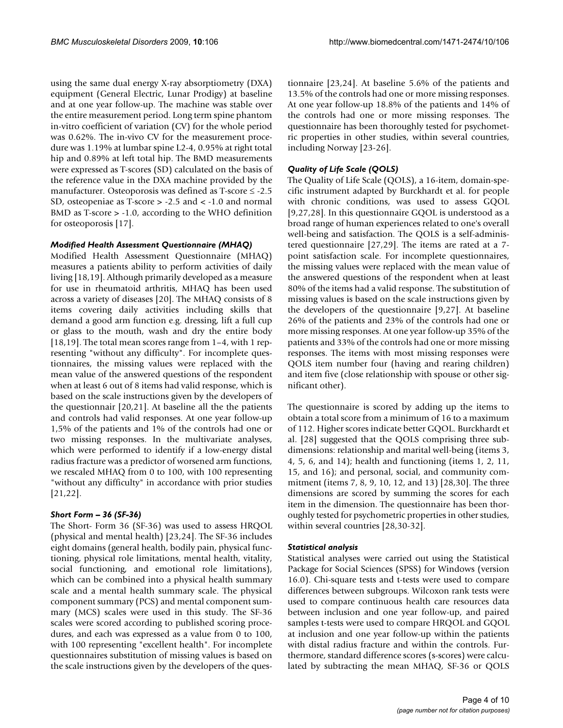using the same dual energy X-ray absorptiometry (DXA) equipment (General Electric, Lunar Prodigy) at baseline and at one year follow-up. The machine was stable over the entire measurement period. Long term spine phantom in-vitro coefficient of variation (CV) for the whole period was 0.62%. The in-vivo CV for the measurement procedure was 1.19% at lumbar spine L2-4, 0.95% at right total hip and 0.89% at left total hip. The BMD measurements were expressed as T-scores (SD) calculated on the basis of the reference value in the DXA machine provided by the manufacturer. Osteoporosis was defined as T-score ≤ -2.5 SD, osteopeniae as T-score > -2.5 and < -1.0 and normal BMD as T-score > -1.0, according to the WHO definition for osteoporosis [17].

### *Modified Health Assessment Questionnaire (MHAQ)*

Modified Health Assessment Questionnaire (MHAQ) measures a patients ability to perform activities of daily living [18,19]. Although primarily developed as a measure for use in rheumatoid arthritis, MHAQ has been used across a variety of diseases [20]. The MHAQ consists of 8 items covering daily activities including skills that demand a good arm function e.g. dressing, lift a full cup or glass to the mouth, wash and dry the entire body [18,19]. The total mean scores range from 1–4, with 1 representing "without any difficulty". For incomplete questionnaires, the missing values were replaced with the mean value of the answered questions of the respondent when at least 6 out of 8 items had valid response, which is based on the scale instructions given by the developers of the questionnair [20,21]. At baseline all the the patients and controls had valid responses. At one year follow-up 1,5% of the patients and 1% of the controls had one or two missing responses. In the multivariate analyses, which were performed to identify if a low-energy distal radius fracture was a predictor of worsened arm functions, we rescaled MHAQ from 0 to 100, with 100 representing "without any difficulty" in accordance with prior studies [21,22].

### *Short Form – 36 (SF-36)*

The Short- Form 36 (SF-36) was used to assess HRQOL (physical and mental health) [23,24]. The SF-36 includes eight domains (general health, bodily pain, physical functioning, physical role limitations, mental health, vitality, social functioning, and emotional role limitations), which can be combined into a physical health summary scale and a mental health summary scale. The physical component summary (PCS) and mental component summary (MCS) scales were used in this study. The SF-36 scales were scored according to published scoring procedures, and each was expressed as a value from 0 to 100, with 100 representing "excellent health". For incomplete questionnaires substitution of missing values is based on the scale instructions given by the developers of the questionnaire [23,24]. At baseline 5.6% of the patients and 13.5% of the controls had one or more missing responses. At one year follow-up 18.8% of the patients and 14% of the controls had one or more missing responses. The questionnaire has been thoroughly tested for psychometric properties in other studies, within several countries, including Norway [23-26].

### *Quality of Life Scale (QOLS)*

The Quality of Life Scale (QOLS), a 16-item, domain-specific instrument adapted by Burckhardt et al. for people with chronic conditions, was used to assess GQOL [9,27,28]. In this questionnaire GQOL is understood as a broad range of human experiences related to one's overall well-being and satisfaction. The QOLS is a self-administered questionnaire [27,29]. The items are rated at a 7-point satisfaction scale. For incomplete questionnaires, the missing values were replaced with the mean value of the answered questions of the respondent when at least 80% of the items had a valid response. The substitution of missing values is based on the scale instructions given by the developers of the questionnaire [9,27]. At baseline 26% of the patients and 23% of the controls had one or more missing responses. At one year follow-up 35% of the patients and 33% of the controls had one or more missing responses. The items with most missing responses were QOLS item number four (having and rearing children) and item five (close relationship with spouse or other significant other).

The questionnaire is scored by adding up the items to obtain a total score from a minimum of 16 to a maximum of 112. Higher scores indicate better GQOL. Burckhardt et al. [28] suggested that the QOLS comprising three subdimensions: relationship and marital well-being (items 3, 4, 5, 6, and 14); health and functioning (items 1, 2, 11, 15, and 16); and personal, social, and community commitment (items 7, 8, 9, 10, 12, and 13) [28,30]. The three dimensions are scored by summing the scores for each item in the dimension. The questionnaire has been thoroughly tested for psychometric properties in other studies, within several countries [28,30-32].

### *Statistical analysis*

Statistical analyses were carried out using the Statistical Package for Social Sciences (SPSS) for Windows (version 16.0). Chi-square tests and t-tests were used to compare differences between subgroups. Wilcoxon rank tests were used to compare continuous health care resources data between inclusion and one year follow-up, and paired samples t-tests were used to compare HRQOL and GQOL at inclusion and one year follow-up within the patients with distal radius fracture and within the controls. Furthermore, standard difference scores (s-scores) were calculated by subtracting the mean MHAQ, SF-36 or QOLS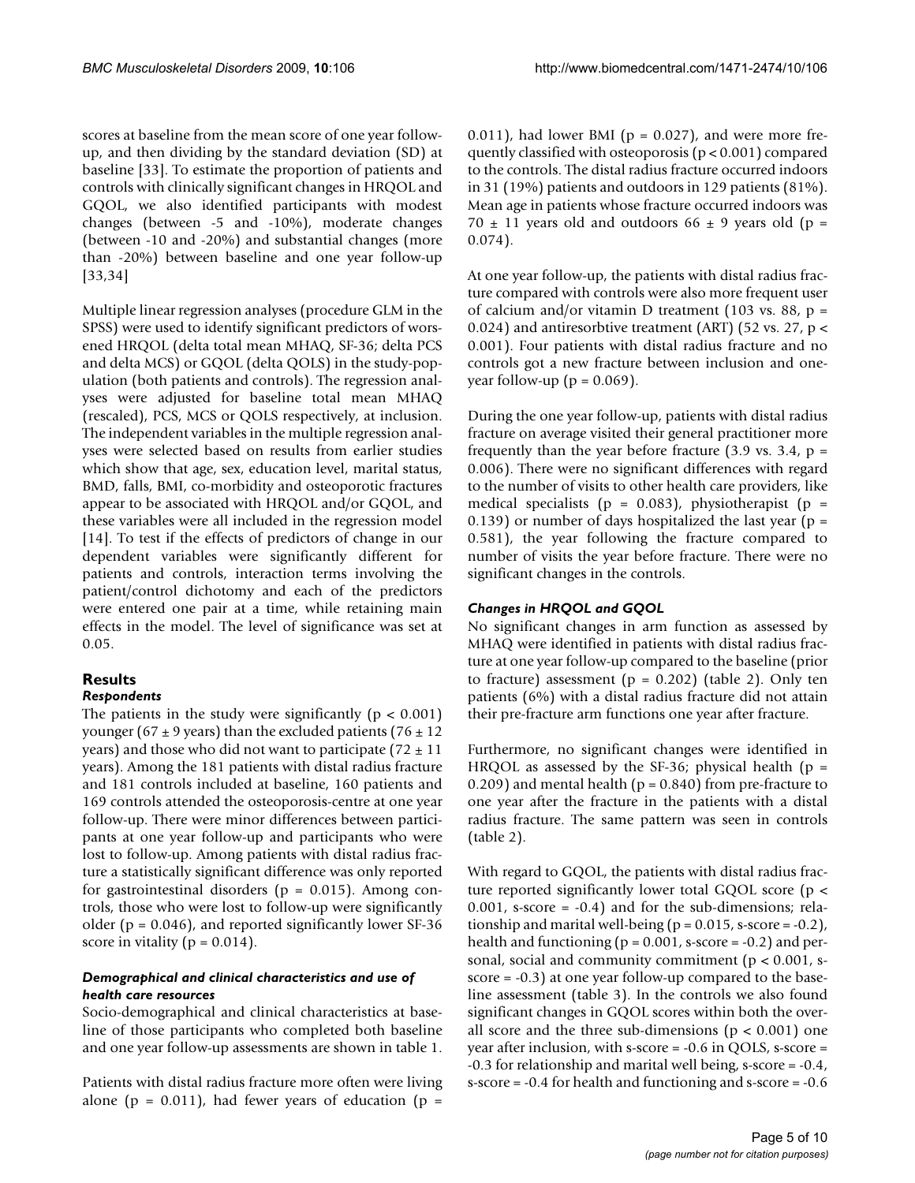scores at baseline from the mean score of one year follow-up, and then dividing by the standard deviation (SD) at baseline [33]. To estimate the proportion of patients and controls with clinically significant changes in HRQOL and GQOL, we also identified participants with modest changes (between -5 and -10%), moderate changes (between -10 and -20%) and substantial changes (more than -20%) between baseline and one year follow-up [33,34]

Multiple linear regression analyses (procedure GLM in the SPSS) were used to identify significant predictors of worsened HRQOL (delta total mean MHAQ, SF-36; delta PCS and delta MCS) or GQOL (delta QOLS) in the study-population (both patients and controls). The regression analyses were adjusted for baseline total mean MHAQ (rescaled), PCS, MCS or QOLS respectively, at inclusion. The independent variables in the multiple regression analyses were selected based on results from earlier studies which show that age, sex, education level, marital status, BMD, falls, BMI, co-morbidity and osteoporotic fractures appear to be associated with HRQOL and/or GQOL, and these variables were all included in the regression model [14]. To test if the effects of predictors of change in our dependent variables were significantly different for patients and controls, interaction terms involving the patient/control dichotomy and each of the predictors were entered one pair at a time, while retaining main effects in the model. The level of significance was set at 0.05.

## Results

### *Respondents*

The patients in the study were significantly ($p < 0.001$) younger ($67 \pm 9$ years) than the excluded patients ($76 \pm 12$ years) and those who did not want to participate ($72 \pm 11$ years). Among the 181 patients with distal radius fracture and 181 controls included at baseline, 160 patients and 169 controls attended the osteoporosis-centre at one year follow-up. There were minor differences between participants at one year follow-up and participants who were lost to follow-up. Among patients with distal radius fracture a statistically significant difference was only reported for gastrointestinal disorders ($p = 0.015$). Among controls, those who were lost to follow-up were significantly older ($p = 0.046$), and reported significantly lower SF-36 score in vitality ($p = 0.014$).

### *Demographical and clinical characteristics and use of health care resources*

Socio-demographical and clinical characteristics at baseline of those participants who completed both baseline and one year follow-up assessments are shown in table 1.

Patients with distal radius fracture more often were living alone ($p = 0.011$), had fewer years of education ($p = 0.011$), had lower BMI ($p = 0.027$), and were more frequently classified with osteoporosis ($p < 0.001$) compared to the controls. The distal radius fracture occurred indoors in 31 (19%) patients and outdoors in 129 patients (81%). Mean age in patients whose fracture occurred indoors was $70 \pm 11$ years old and outdoors $66 \pm 9$ years old ($p = 0.074$).

At one year follow-up, the patients with distal radius fracture compared with controls were also more frequent user of calcium and/or vitamin D treatment (103 vs. 88, $p = 0.024$) and antiresorbtive treatment (ART) (52 vs. 27, $p < 0.001$). Four patients with distal radius fracture and no controls got a new fracture between inclusion and one-year follow-up ($p = 0.069$).

During the one year follow-up, patients with distal radius fracture on average visited their general practitioner more frequently than the year before fracture (3.9 vs. 3.4, $p = 0.006$). There were no significant differences with regard to the number of visits to other health care providers, like medical specialists ($p = 0.083$), physiotherapist ($p = 0.139$) or number of days hospitalized the last year ($p = 0.581$), the year following the fracture compared to number of visits the year before fracture. There were no significant changes in the controls.

### *Changes in HRQOL and GQOL*

No significant changes in arm function as assessed by MHAQ were identified in patients with distal radius fracture at one year follow-up compared to the baseline (prior to fracture) assessment ($p = 0.202$) (table 2). Only ten patients (6%) with a distal radius fracture did not attain their pre-fracture arm functions one year after fracture.

Furthermore, no significant changes were identified in HRQOL as assessed by the SF-36; physical health ($p = 0.209$) and mental health ($p = 0.840$) from pre-fracture to one year after the fracture in the patients with a distal radius fracture. The same pattern was seen in controls (table 2).

With regard to GQOL, the patients with distal radius fracture reported significantly lower total GQOL score ($p < 0.001$, s-score = -0.4) and for the sub-dimensions; relationship and marital well-being ($p = 0.015$, s-score = -0.2), health and functioning ($p = 0.001$, s-score = -0.2) and personal, social and community commitment ($p < 0.001$, s-score = -0.3) at one year follow-up compared to the baseline assessment (table 3). In the controls we also found significant changes in GQOL scores within both the overall score and the three sub-dimensions ($p < 0.001$) one year after inclusion, with s-score = -0.6 in QOLS, s-score = -0.3 for relationship and marital well being, s-score = -0.4, s-score = -0.4 for health and functioning and s-score = -0.6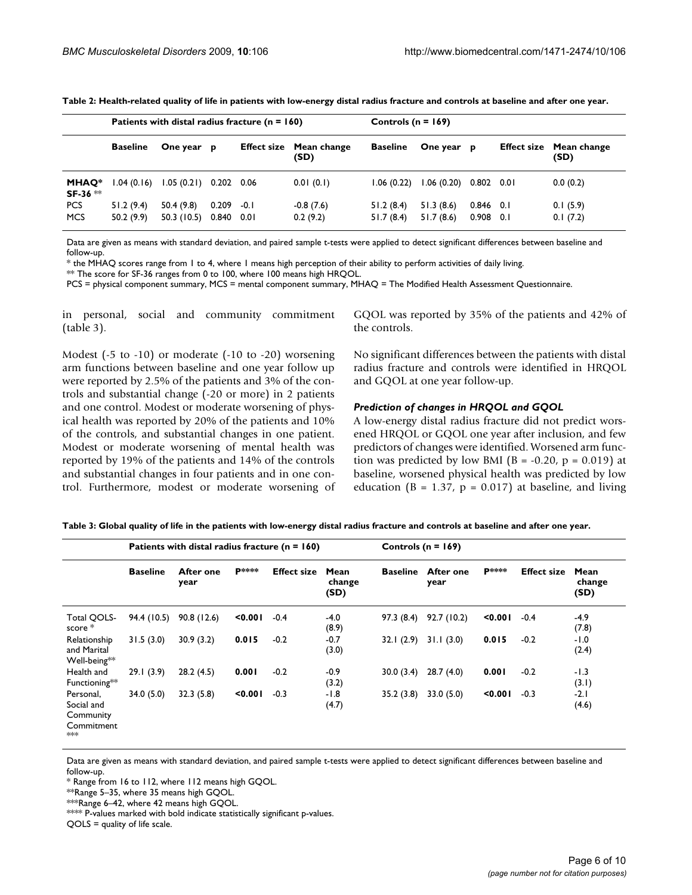**Table 2: Health-related quality of life in patients with low-energy distal radius fracture and controls at baseline and after one year.**

| | Patients with distal radius fracture (n = 160) | | | | | Controls (n = 169) | | | | |
|---|---|---|---|---|---|---|---|---|---|---|
| | **Baseline** | **One year** | **p** | **Effect size** | **Mean change (SD)** | **Baseline** | **One year** | **p** | **Effect size** | **Mean change (SD)** |
| **MHAQ*** | 1.04 (0.16) | 1.05 (0.21) | 0.202 | 0.06 | 0.01 (0.1) | 1.06 (0.22) | 1.06 (0.20) | 0.802 | 0.01 | 0.0 (0.2) |
| **SF-36** ** | | | | | | | | | | |
| PCS | 51.2 (9.4) | 50.4 (9.8) | 0.209 | -0.1 | -0.8 (7.6) | 51.2 (8.4) | 51.3 (8.6) | 0.846 | 0.1 | 0.1 (5.9) |
| MCS | 50.2 (9.9) | 50.3 (10.5) | 0.840 | 0.01 | 0.2 (9.2) | 51.7 (8.4) | 51.7 (8.6) | 0.908 | 0.1 | 0.1 (7.2) |

Data are given as means with standard deviation, and paired sample t-tests were applied to detect significant differences between baseline and follow-up.

* the MHAQ scores range from 1 to 4, where 1 means high perception of their ability to perform activities of daily living.

** The score for SF-36 ranges from 0 to 100, where 100 means high HRQOL.

PCS = physical component summary, MCS = mental component summary, MHAQ = The Modified Health Assessment Questionnaire.

in personal, social and community commitment (table 3).

Modest (-5 to -10) or moderate (-10 to -20) worsening arm functions between baseline and one year follow up were reported by 2.5% of the patients and 3% of the controls and substantial change (-20 or more) in 2 patients and one control. Modest or moderate worsening of physical health was reported by 20% of the patients and 10% of the controls, and substantial changes in one patient. Modest or moderate worsening of mental health was reported by 19% of the patients and 14% of the controls and substantial changes in four patients and in one control. Furthermore, modest or moderate worsening of GQOL was reported by 35% of the patients and 42% of the controls.

No significant differences between the patients with distal radius fracture and controls were identified in HRQOL and GQOL at one year follow-up.

### *Prediction of changes in HRQOL and GQOL*

A low-energy distal radius fracture did not predict worsened HRQOL or GQOL one year after inclusion, and few predictors of changes were identified. Worsened arm function was predicted by low BMI ($B = -0.20$, $p = 0.019$) at baseline, worsened physical health was predicted by low education ($B = 1.37$, $p = 0.017$) at baseline, and living

**Table 3: Global quality of life in the patients with low-energy distal radius fracture and controls at baseline and after one year.**

| | Patients with distal radius fracture (n = 160) | | | | | Controls (n = 169) | | | | |
|---|---|---|---|---|---|---|---|---|---|---|
| | **Baseline** | **After one year** | **P******** | **Effect size** | **Mean change (SD)** | **Baseline** | **After one year** | **P******** | **Effect size** | **Mean change (SD)** |
| Total QOLS-score * | 94.4 (10.5) | 90.8 (12.6) | **<0.001** | -0.4 | -4.0 (8.9) | 97.3 (8.4) | 92.7 (10.2) | **<0.001** | -0.4 | -4.9 (7.8) |
| Relationship and Marital Well-being** | 31.5 (3.0) | 30.9 (3.2) | **0.015** | -0.2 | -0.7 (3.0) | 32.1 (2.9) | 31.1 (3.0) | **0.015** | -0.2 | -1.0 (2.4) |
| Health and Functioning** | 29.1 (3.9) | 28.2 (4.5) | **0.001** | -0.2 | -0.9 (3.2) | 30.0 (3.4) | 28.7 (4.0) | **0.001** | -0.2 | -1.3 (3.1) |
| Personal, Social and Community Commitment *** | 34.0 (5.0) | 32.3 (5.8) | **<0.001** | -0.3 | -1.8 (4.7) | 35.2 (3.8) | 33.0 (5.0) | **<0.001** | -0.3 | -2.1 (4.6) |

Data are given as means with standard deviation, and paired sample t-tests were applied to detect significant differences between baseline and follow-up.

* Range from 16 to 112, where 112 means high GQOL.

**Range 5–35, where 35 means high GQOL.

***Range 6–42, where 42 means high GQOL.

**** P-values marked with bold indicate statistically significant p-values.

QOLS = quality of life scale.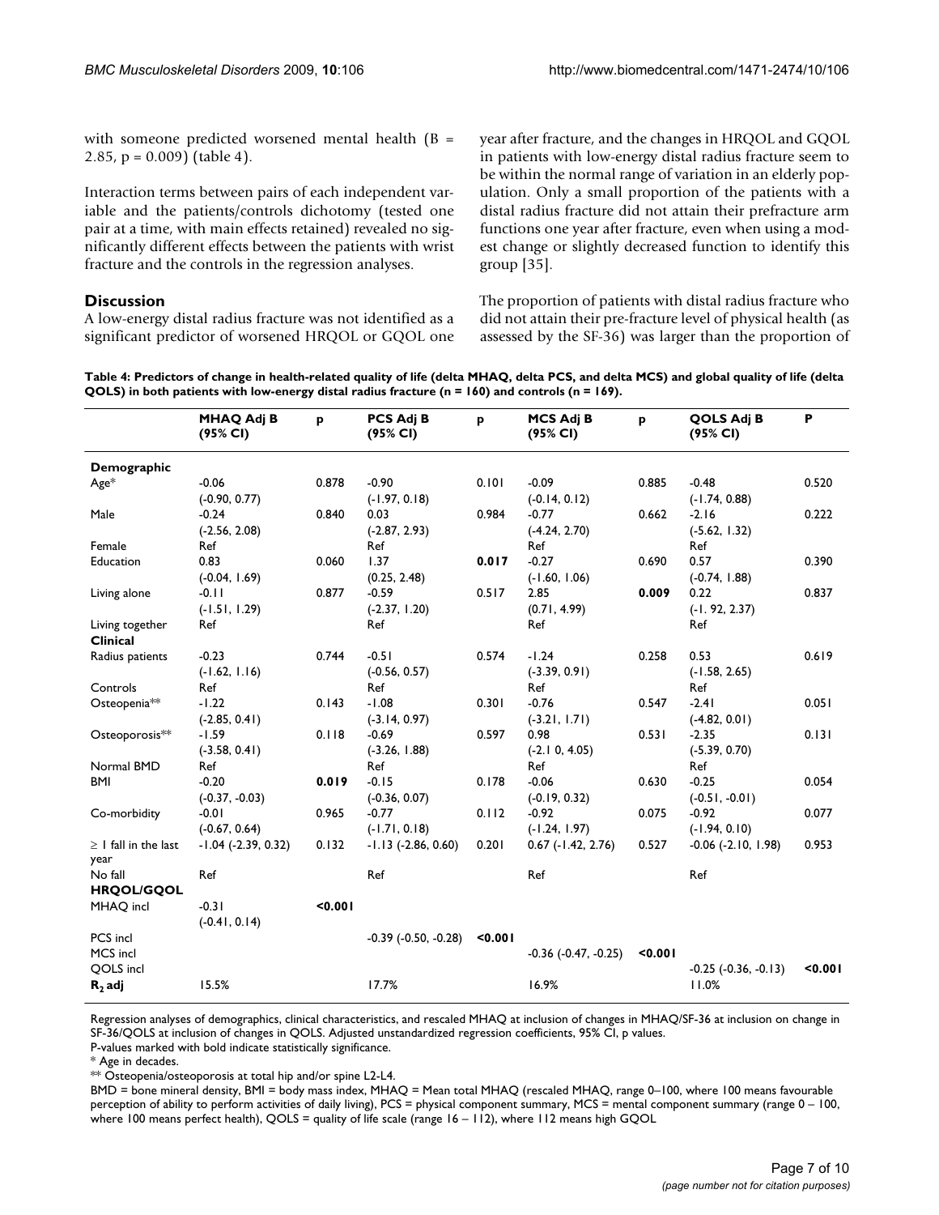with someone predicted worsened mental health (B = 2.85, $p = 0.009$) (table 4).

Interaction terms between pairs of each independent variable and the patients/controls dichotomy (tested one pair at a time, with main effects retained) revealed no significantly different effects between the patients with wrist fracture and the controls in the regression analyses.

## Discussion

A low-energy distal radius fracture was not identified as a significant predictor of worsened HRQOL or GQOL one year after fracture, and the changes in HRQOL and GQOL in patients with low-energy distal radius fracture seem to be within the normal range of variation in an elderly population. Only a small proportion of the patients with a distal radius fracture did not attain their prefracture arm functions one year after fracture, even when using a modest change or slightly decreased function to identify this group [35].

The proportion of patients with distal radius fracture who did not attain their pre-fracture level of physical health (as assessed by the SF-36) was larger than the proportion of

**Table 4: Predictors of change in health-related quality of life (delta MHAQ, delta PCS, and delta MCS) and global quality of life (delta QOLS) in both patients with low-energy distal radius fracture (n = 160) and controls (n = 169).**

| | MHAQ Adj B (95% CI) | p | PCS Adj B (95% CI) | p | MCS Adj B (95% CI) | p | QOLS Adj B (95% CI) | P |
|---|---|---|---|---|---|---|---|---|
| **Demographic** | | | | | | | | |
| Age* | -0.06 (-0.90, 0.77) | 0.878 | -0.90 (-1.97, 0.18) | 0.101 | -0.09 (-0.14, 0.12) | 0.885 | -0.48 (-1.74, 0.88) | 0.520 |
| Male | -0.24 (-2.56, 2.08) | 0.840 | 0.03 (-2.87, 2.93) | 0.984 | -0.77 (-4.24, 2.70) | 0.662 | -2.16 (-5.62, 1.32) | 0.222 |
| Female | Ref | | Ref | | Ref | | Ref | |
| Education | 0.83 (-0.04, 1.69) | 0.060 | 1.37 (0.25, 2.48) | **0.017** | -0.27 (-1.60, 1.06) | 0.690 | 0.57 (-0.74, 1.88) | 0.390 |
| Living alone | -0.11 (-1.51, 1.29) | 0.877 | -0.59 (-2.37, 1.20) | 0.517 | 2.85 (0.71, 4.99) | **0.009** | 0.22 (-1. 92, 2.37) | 0.837 |
| Living together | Ref | | Ref | | Ref | | Ref | |
| **Clinical** | | | | | | | | |
| Radius patients | -0.23 (-1.62, 1.16) | 0.744 | -0.51 (-0.56, 0.57) | 0.574 | -1.24 (-3.39, 0.91) | 0.258 | 0.53 (-1.58, 2.65) | 0.619 |
| Controls | Ref | | Ref | | Ref | | Ref | |
| Osteopenia** | -1.22 (-2.85, 0.41) | 0.143 | -1.08 (-3.14, 0.97) | 0.301 | -0.76 (-3.21, 1.71) | 0.547 | -2.41 (-4.82, 0.01) | 0.051 |
| Osteoporosis** | -1.59 (-3.58, 0.41) | 0.118 | -0.69 (-3.26, 1.88) | 0.597 | 0.98 (-2.1 0, 4.05) | 0.531 | -2.35 (-5.39, 0.70) | 0.131 |
| Normal BMD | Ref | | Ref | | Ref | | Ref | |
| BMI | -0.20 (-0.37, -0.03) | **0.019** | -0.15 (-0.36, 0.07) | 0.178 | -0.06 (-0.19, 0.32) | 0.630 | -0.25 (-0.51, -0.01) | 0.054 |
| Co-morbidity | -0.01 (-0.67, 0.64) | 0.965 | -0.77 (-1.71, 0.18) | 0.112 | -0.92 (-1.24, 1.97) | 0.075 | -0.92 (-1.94, 0.10) | 0.077 |
| ≥ 1 fall in the last year | -1.04 (-2.39, 0.32) | 0.132 | -1.13 (-2.86, 0.60) | 0.201 | 0.67 (-1.42, 2.76) | 0.527 | -0.06 (-2.10, 1.98) | 0.953 |
| No fall | Ref | | Ref | | Ref | | Ref | |
| **HRQOL/GQOL** | | | | | | | | |
| MHAQ incl | -0.31 (-0.41, 0.14) | **<0.001** | | | | | | |
| PCS incl | | | -0.39 (-0.50, -0.28) | **<0.001** | | | | |
| MCS incl | | | | | -0.36 (-0.47, -0.25) | **<0.001** | | |
| QOLS incl | | | | | | | -0.25 (-0.36, -0.13) | **<0.001** |
| **$R_2$ adj** | 15.5% | | 17.7% | | 16.9% | | 11.0% | |

Regression analyses of demographics, clinical characteristics, and rescaled MHAQ at inclusion of changes in MHAQ/SF-36 at inclusion on change in SF-36/QOLS at inclusion of changes in QOLS. Adjusted unstandardized regression coefficients, 95% CI, p values.
P-values marked with bold indicate statistically significance.
* Age in decades.
** Osteopenia/osteoporosis at total hip and/or spine L2-L4.
BMD = bone mineral density, BMI = body mass index, MHAQ = Mean total MHAQ (rescaled MHAQ, range 0–100, where 100 means favourable perception of ability to perform activities of daily living), PCS = physical component summary, MCS = mental component summary (range 0 – 100, where 100 means perfect health), QOLS = quality of life scale (range 16 – 112), where 112 means high GQOL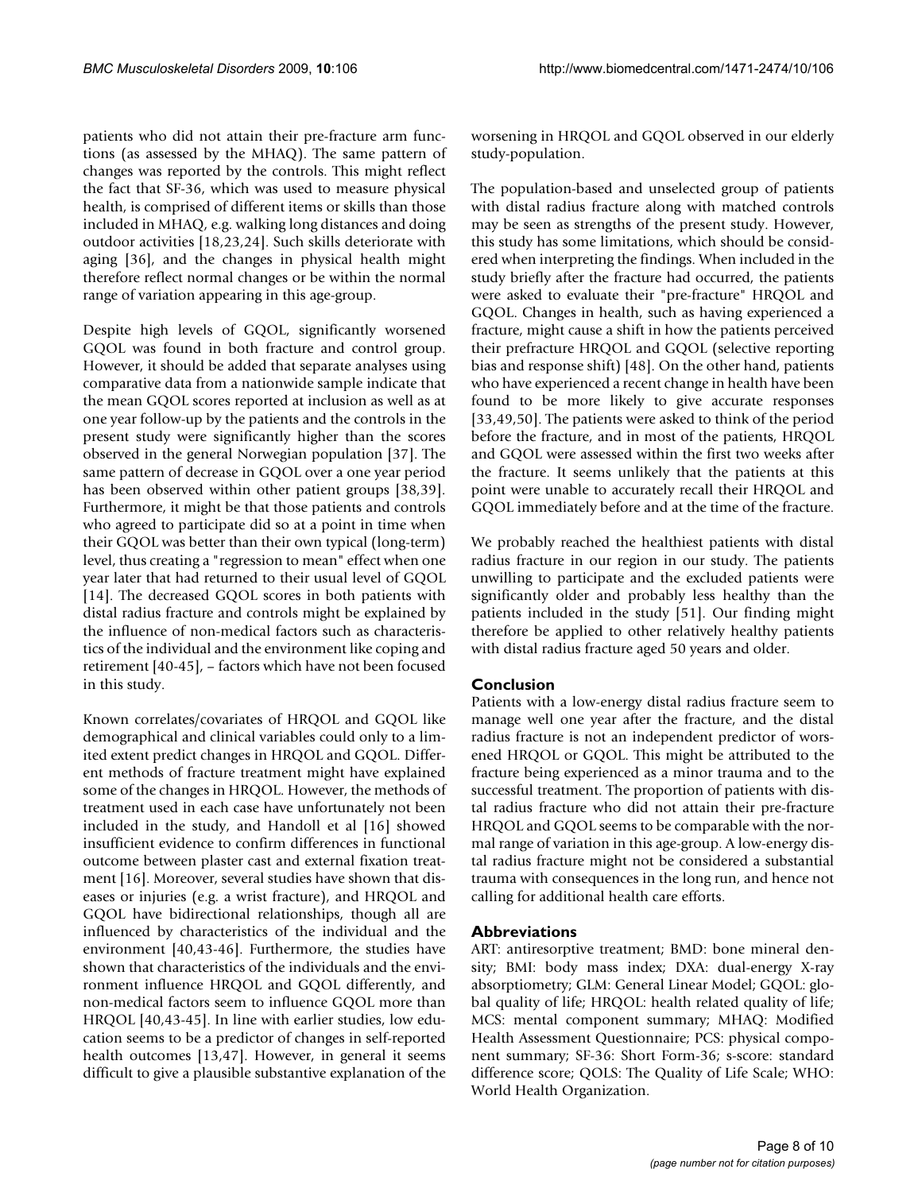patients who did not attain their pre-fracture arm functions (as assessed by the MHAQ). The same pattern of changes was reported by the controls. This might reflect the fact that SF-36, which was used to measure physical health, is comprised of different items or skills than those included in MHAQ, e.g. walking long distances and doing outdoor activities [18,23,24]. Such skills deteriorate with aging [36], and the changes in physical health might therefore reflect normal changes or be within the normal range of variation appearing in this age-group.

Despite high levels of GQOL, significantly worsened GQOL was found in both fracture and control group. However, it should be added that separate analyses using comparative data from a nationwide sample indicate that the mean GQOL scores reported at inclusion as well as at one year follow-up by the patients and the controls in the present study were significantly higher than the scores observed in the general Norwegian population [37]. The same pattern of decrease in GQOL over a one year period has been observed within other patient groups [38,39]. Furthermore, it might be that those patients and controls who agreed to participate did so at a point in time when their GQOL was better than their own typical (long-term) level, thus creating a "regression to mean" effect when one year later that had returned to their usual level of GQOL [14]. The decreased GQOL scores in both patients with distal radius fracture and controls might be explained by the influence of non-medical factors such as characteristics of the individual and the environment like coping and retirement [40-45], – factors which have not been focused in this study.

Known correlates/covariates of HRQOL and GQOL like demographical and clinical variables could only to a limited extent predict changes in HRQOL and GQOL. Different methods of fracture treatment might have explained some of the changes in HRQOL. However, the methods of treatment used in each case have unfortunately not been included in the study, and Handoll et al [16] showed insufficient evidence to confirm differences in functional outcome between plaster cast and external fixation treatment [16]. Moreover, several studies have shown that diseases or injuries (e.g. a wrist fracture), and HRQOL and GQOL have bidirectional relationships, though all are influenced by characteristics of the individual and the environment [40,43-46]. Furthermore, the studies have shown that characteristics of the individuals and the environment influence HRQOL and GQOL differently, and non-medical factors seem to influence GQOL more than HRQOL [40,43-45]. In line with earlier studies, low education seems to be a predictor of changes in self-reported health outcomes [13,47]. However, in general it seems difficult to give a plausible substantive explanation of the worsening in HRQOL and GQOL observed in our elderly study-population.

The population-based and unselected group of patients with distal radius fracture along with matched controls may be seen as strengths of the present study. However, this study has some limitations, which should be considered when interpreting the findings. When included in the study briefly after the fracture had occurred, the patients were asked to evaluate their "pre-fracture" HRQOL and GQOL. Changes in health, such as having experienced a fracture, might cause a shift in how the patients perceived their prefracture HRQOL and GQOL (selective reporting bias and response shift) [48]. On the other hand, patients who have experienced a recent change in health have been found to be more likely to give accurate responses [33,49,50]. The patients were asked to think of the period before the fracture, and in most of the patients, HRQOL and GQOL were assessed within the first two weeks after the fracture. It seems unlikely that the patients at this point were unable to accurately recall their HRQOL and GQOL immediately before and at the time of the fracture.

We probably reached the healthiest patients with distal radius fracture in our region in our study. The patients unwilling to participate and the excluded patients were significantly older and probably less healthy than the patients included in the study [51]. Our finding might therefore be applied to other relatively healthy patients with distal radius fracture aged 50 years and older.

## Conclusion

Patients with a low-energy distal radius fracture seem to manage well one year after the fracture, and the distal radius fracture is not an independent predictor of worsened HRQOL or GQOL. This might be attributed to the fracture being experienced as a minor trauma and to the successful treatment. The proportion of patients with distal radius fracture who did not attain their pre-fracture HRQOL and GQOL seems to be comparable with the normal range of variation in this age-group. A low-energy distal radius fracture might not be considered a substantial trauma with consequences in the long run, and hence not calling for additional health care efforts.

## Abbreviations

ART: antiresorptive treatment; BMD: bone mineral density; BMI: body mass index; DXA: dual-energy X-ray absorptiometry; GLM: General Linear Model; GQOL: global quality of life; HRQOL: health related quality of life; MCS: mental component summary; MHAQ: Modified Health Assessment Questionnaire; PCS: physical component summary; SF-36: Short Form-36; s-score: standard difference score; QOLS: The Quality of Life Scale; WHO: World Health Organization.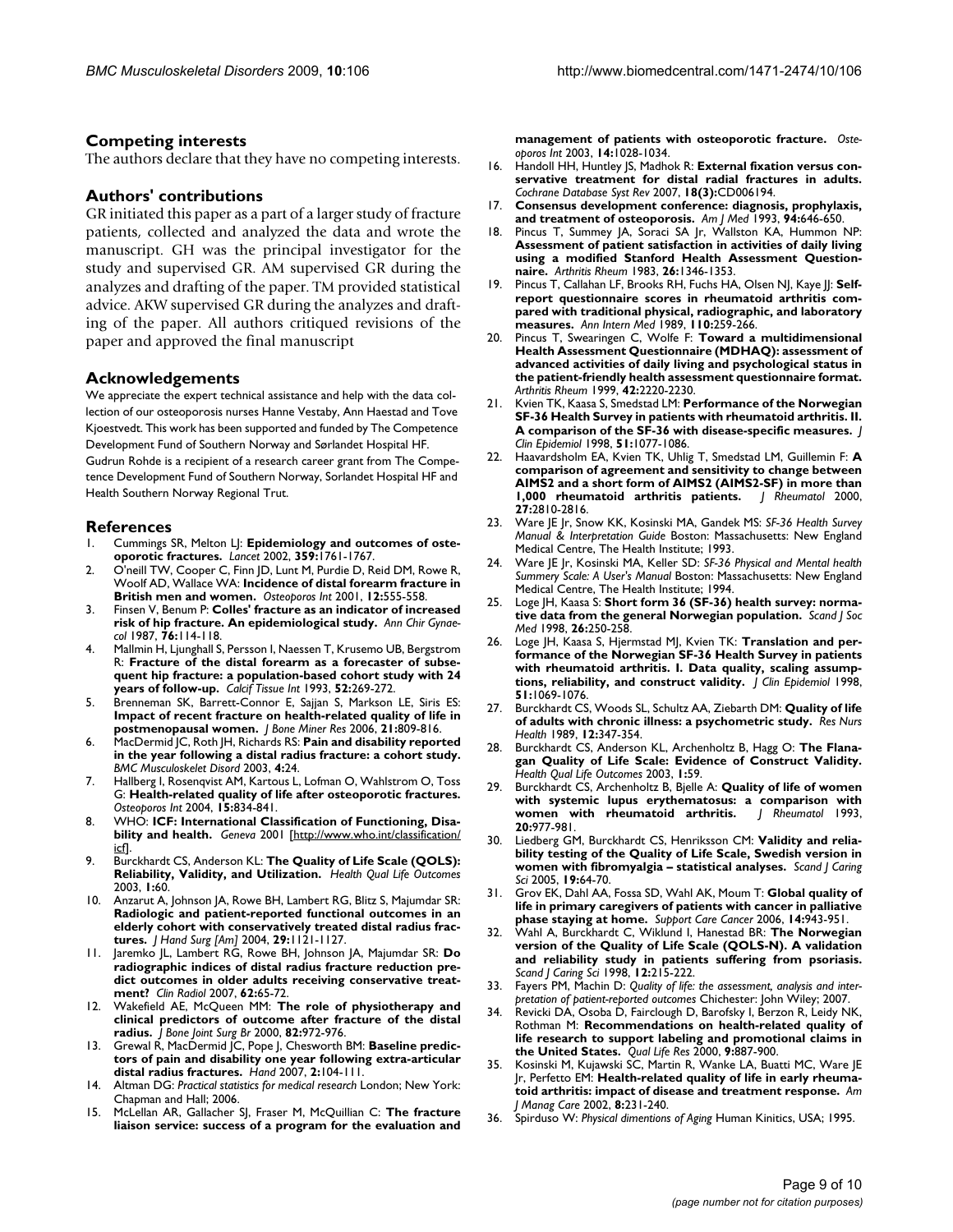## Competing interests

The authors declare that they have no competing interests.

## Authors' contributions

GR initiated this paper as a part of a larger study of fracture patients, collected and analyzed the data and wrote the manuscript. GH was the principal investigator for the study and supervised GR. AM supervised GR during the analyzes and drafting of the paper. TM provided statistical advice. AKW supervised GR during the analyzes and drafting of the paper. All authors critiqued revisions of the paper and approved the final manuscript

## Acknowledgements

We appreciate the expert technical assistance and help with the data collection of our osteoporosis nurses Hanne Vestaby, Ann Haestad and Tove Kjoestvedt. This work has been supported and funded by The Competence Development Fund of Southern Norway and Sørlandet Hospital HF.

Gudrun Rohde is a recipient of a research career grant from The Competence Development Fund of Southern Norway, Sorlandet Hospital HF and Health Southern Norway Regional Trut.

## References

1. Cummings SR, Melton LJ: **Epidemiology and outcomes of osteoporotic fractures.** *Lancet* 2002, **359:**1761-1767.
2. O'neill TW, Cooper C, Finn JD, Lunt M, Purdie D, Reid DM, Rowe R, Woolf AD, Wallace WA: **Incidence of distal forearm fracture in British men and women.** *Osteoporos Int* 2001, **12:**555-558.
3. Finsen V, Benum P: **Colles' fracture as an indicator of increased risk of hip fracture. An epidemiological study.** *Ann Chir Gynaecol* 1987, **76:**114-118.
4. Mallmin H, Ljunghall S, Persson I, Naessen T, Krusemo UB, Bergstrom R: **Fracture of the distal forearm as a forecaster of subsequent hip fracture: a population-based cohort study with 24 years of follow-up.** *Calcif Tissue Int* 1993, **52:**269-272.
5. Brenneman SK, Barrett-Connor E, Sajjan S, Markson LE, Siris ES: **Impact of recent fracture on health-related quality of life in postmenopausal women.** *J Bone Miner Res* 2006, **21:**809-816.
6. MacDermid JC, Roth JH, Richards RS: **Pain and disability reported in the year following a distal radius fracture: a cohort study.** *BMC Musculoskelet Disord* 2003, **4:**24.
7. Hallberg I, Rosenqvist AM, Kartous L, Lofman O, Wahlstrom O, Toss G: **Health-related quality of life after osteoporotic fractures.** *Osteoporos Int* 2004, **15:**834-841.
8. WHO: **ICF: International Classification of Functioning, Disability and health.** *Geneva* 2001 [http://www.who.int/classification/icf].
9. Burckhardt CS, Anderson KL: **The Quality of Life Scale (QOLS): Reliability, Validity, and Utilization.** *Health Qual Life Outcomes* 2003, **1:**60.
10. Anzarut A, Johnson JA, Rowe BH, Lambert RG, Blitz S, Majumdar SR: **Radiologic and patient-reported functional outcomes in an elderly cohort with conservatively treated distal radius fractures.** *J Hand Surg [Am]* 2004, **29:**1121-1127.
11. Jaremko JL, Lambert RG, Rowe BH, Johnson JA, Majumdar SR: **Do radiographic indices of distal radius fracture reduction predict outcomes in older adults receiving conservative treatment?** *Clin Radiol* 2007, **62:**65-72.
12. Wakefield AE, McQueen MM: **The role of physiotherapy and clinical predictors of outcome after fracture of the distal radius.** *J Bone Joint Surg Br* 2000, **82:**972-976.
13. Grewal R, MacDermid JC, Pope J, Chesworth BM: **Baseline predictors of pain and disability one year following extra-articular distal radius fractures.** *Hand* 2007, **2:**104-111.
14. Altman DG: *Practical statistics for medical research* London; New York: Chapman and Hall; 2006.
15. McLellan AR, Gallacher SJ, Fraser M, McQuillian C: **The fracture liaison service: success of a program for the evaluation and management of patients with osteoporotic fracture.** *Osteoporos Int* 2003, **14:**1028-1034.
16. Handoll HH, Huntley JS, Madhok R: **External fixation versus conservative treatment for distal radial fractures in adults.** *Cochrane Database Syst Rev* 2007, **18(3):**CD006194.
17. **Consensus development conference: diagnosis, prophylaxis, and treatment of osteoporosis.** *Am J Med* 1993, **94:**646-650.
18. Pincus T, Summey JA, Soraci SA Jr, Wallston KA, Hummon NP: **Assessment of patient satisfaction in activities of daily living using a modified Stanford Health Assessment Questionnaire.** *Arthritis Rheum* 1983, **26:**1346-1353.
19. Pincus T, Callahan LF, Brooks RH, Fuchs HA, Olsen NJ, Kaye JJ: **Self-report questionnaire scores in rheumatoid arthritis compared with traditional physical, radiographic, and laboratory measures.** *Ann Intern Med* 1989, **110:**259-266.
20. Pincus T, Swearingen C, Wolfe F: **Toward a multidimensional Health Assessment Questionnaire (MDHAQ): assessment of advanced activities of daily living and psychological status in the patient-friendly health assessment questionnaire format.** *Arthritis Rheum* 1999, **42:**2220-2230.
21. Kvien TK, Kaasa S, Smedstad LM: **Performance of the Norwegian SF-36 Health Survey in patients with rheumatoid arthritis. II. A comparison of the SF-36 with disease-specific measures.** *J Clin Epidemiol* 1998, **51:**1077-1086.
22. Haavardsholm EA, Kvien TK, Uhlig T, Smedstad LM, Guillemin F: **A comparison of agreement and sensitivity to change between AIMS2 and a short form of AIMS2 (AIMS2-SF) in more than 1,000 rheumatoid arthritis patients.** *J Rheumatol* 2000, **27:**2810-2816.
23. Ware JE Jr, Snow KK, Kosinski MA, Gandek MS: *SF-36 Health Survey Manual & Interpretation Guide* Boston: Massachusetts: New England Medical Centre, The Health Institute; 1993.
24. Ware JE Jr, Kosinski MA, Keller SD: *SF-36 Physical and Mental health Summery Scale: A User's Manual* Boston: Massachusetts: New England Medical Centre, The Health Institute; 1994.
25. Loge JH, Kaasa S: **Short form 36 (SF-36) health survey: normative data from the general Norwegian population.** *Scand J Soc Med* 1998, **26:**250-258.
26. Loge JH, Kaasa S, Hjermstad MJ, Kvien TK: **Translation and performance of the Norwegian SF-36 Health Survey in patients with rheumatoid arthritis. I. Data quality, scaling assumptions, reliability, and construct validity.** *J Clin Epidemiol* 1998, **51:**1069-1076.
27. Burckhardt CS, Woods SL, Schultz AA, Ziebarth DM: **Quality of life of adults with chronic illness: a psychometric study.** *Res Nurs Health* 1989, **12:**347-354.
28. Burckhardt CS, Anderson KL, Archenholtz B, Hagg O: **The Flanagan Quality of Life Scale: Evidence of Construct Validity.** *Health Qual Life Outcomes* 2003, **1:**59.
29. Burckhardt CS, Archenholtz B, Bjelle A: **Quality of life of women with systemic lupus erythematosus: a comparison with women with rheumatoid arthritis.** *J Rheumatol* 1993, **20:**977-981.
30. Liedberg GM, Burckhardt CS, Henriksson CM: **Validity and reliability testing of the Quality of Life Scale, Swedish version in women with fibromyalgia – statistical analyses.** *Scand J Caring Sci* 2005, **19:**64-70.
31. Grov EK, Dahl AA, Fossa SD, Wahl AK, Moum T: **Global quality of life in primary caregivers of patients with cancer in palliative phase staying at home.** *Support Care Cancer* 2006, **14:**943-951.
32. Wahl A, Burckhardt C, Wiklund I, Hanestad BR: **The Norwegian version of the Quality of Life Scale (QOLS-N). A validation and reliability study in patients suffering from psoriasis.** *Scand J Caring Sci* 1998, **12:**215-222.
33. Fayers PM, Machin D: *Quality of life: the assessment, analysis and interpretation of patient-reported outcomes* Chichester: John Wiley; 2007.
34. Revicki DA, Osoba D, Fairclough D, Barofsky I, Berzon R, Leidy NK, Rothman M: **Recommendations on health-related quality of life research to support labeling and promotional claims in the United States.** *Qual Life Res* 2000, **9:**887-900.
35. Kosinski M, Kujawski SC, Martin R, Wanke LA, Buatti MC, Ware JE Jr, Perfetto EM: **Health-related quality of life in early rheumatoid arthritis: impact of disease and treatment response.** *Am J Manag Care* 2002, **8:**231-240.
36. Spirduso W: *Physical dimentions of Aging* Human Kinitics, USA; 1995.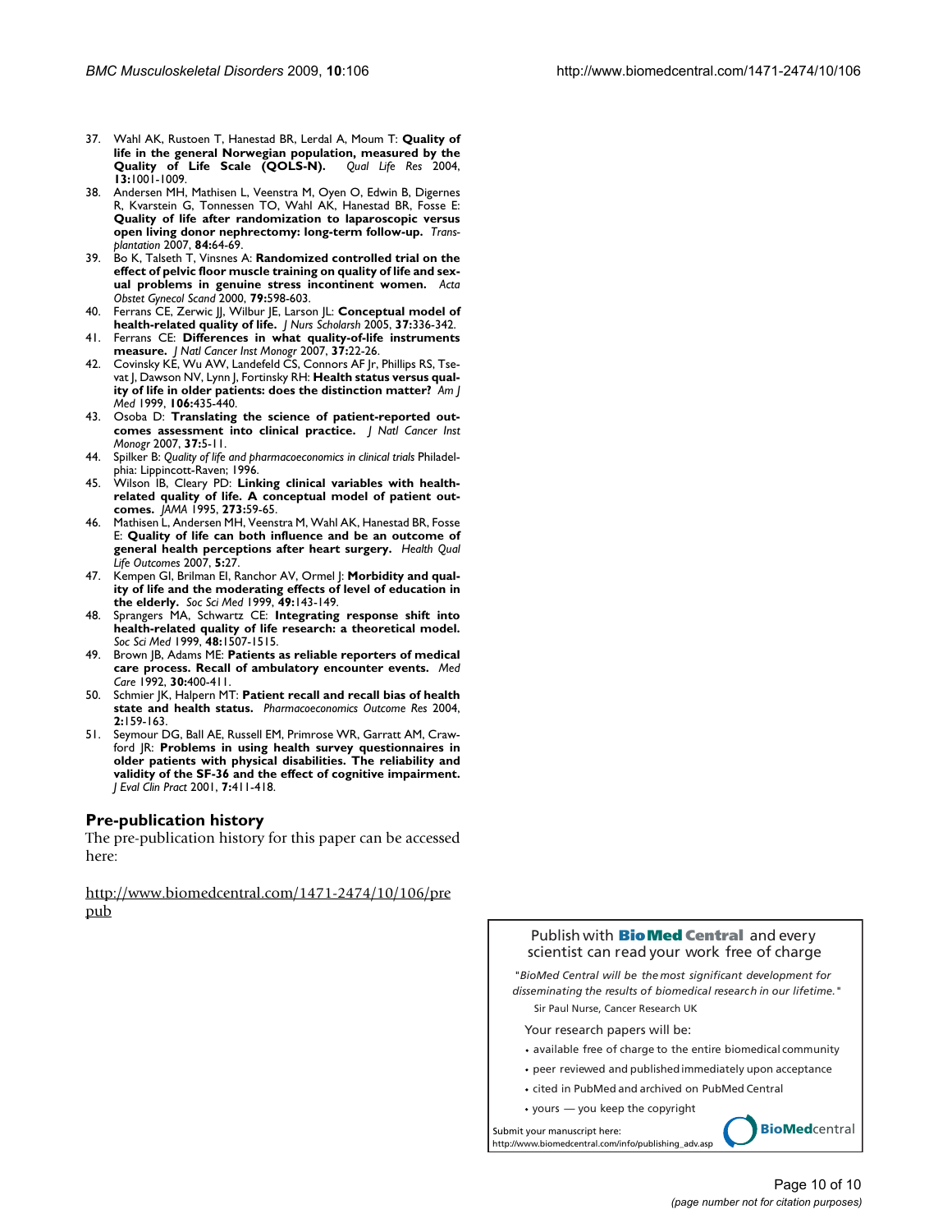37. Wahl AK, Rustoen T, Hanestad BR, Lerdal A, Moum T: **Quality of life in the general Norwegian population, measured by the Quality of Life Scale (QOLS-N).** *Qual Life Res* 2004, **13:**1001-1009.
38. Andersen MH, Mathisen L, Veenstra M, Oyen O, Edwin B, Digernes R, Kvarstein G, Tonnessen TO, Wahl AK, Hanestad BR, Fosse E: **Quality of life after randomization to laparoscopic versus open living donor nephrectomy: long-term follow-up.** *Transplantation* 2007, **84:**64-69.
39. Bo K, Talseth T, Vinsnes A: **Randomized controlled trial on the effect of pelvic floor muscle training on quality of life and sexual problems in genuine stress incontinent women.** *Acta Obstet Gynecol Scand* 2000, **79:**598-603.
40. Ferrans CE, Zerwic JJ, Wilbur JE, Larson JL: **Conceptual model of health-related quality of life.** *J Nurs Scholarsh* 2005, **37:**336-342.
41. Ferrans CE: **Differences in what quality-of-life instruments measure.** *J Natl Cancer Inst Monogr* 2007, **37:**22-26.
42. Covinsky KE, Wu AW, Landefeld CS, Connors AF Jr, Phillips RS, Tsevat J, Dawson NV, Lynn J, Fortinsky RH: **Health status versus quality of life in older patients: does the distinction matter?** *Am J Med* 1999, **106:**435-440.
43. Osoba D: **Translating the science of patient-reported outcomes assessment into clinical practice.** *J Natl Cancer Inst Monogr* 2007, **37:**5-11.
44. Spilker B: *Quality of life and pharmacoeconomics in clinical trials* Philadelphia: Lippincott-Raven; 1996.
45. Wilson IB, Cleary PD: **Linking clinical variables with health-related quality of life. A conceptual model of patient outcomes.** *JAMA* 1995, **273:**59-65.
46. Mathisen L, Andersen MH, Veenstra M, Wahl AK, Hanestad BR, Fosse E: **Quality of life can both influence and be an outcome of general health perceptions after heart surgery.** *Health Qual Life Outcomes* 2007, **5:**27.
47. Kempen GI, Brilman EI, Ranchor AV, Ormel J: **Morbidity and quality of life and the moderating effects of level of education in the elderly.** *Soc Sci Med* 1999, **49:**143-149.
48. Sprangers MA, Schwartz CE: **Integrating response shift into health-related quality of life research: a theoretical model.** *Soc Sci Med* 1999, **48:**1507-1515.
49. Brown JB, Adams ME: **Patients as reliable reporters of medical care process. Recall of ambulatory encounter events.** *Med Care* 1992, **30:**400-411.
50. Schmier JK, Halpern MT: **Patient recall and recall bias of health state and health status.** *Pharmacoeconomics Outcome Res* 2004, **2:**159-163.
51. Seymour DG, Ball AE, Russell EM, Primrose WR, Garratt AM, Crawford JR: **Problems in using health survey questionnaires in older patients with physical disabilities. The reliability and validity of the SF-36 and the effect of cognitive impairment.** *J Eval Clin Pract* 2001, **7:**411-418.

## Pre-publication history

The pre-publication history for this paper can be accessed here:

http://www.biomedcentral.com/1471-2474/10/106/prepub

Publish with **BioMed Central** and every scientist can read your work free of charge

*"BioMed Central will be the most significant development for disseminating the results of biomedical research in our lifetime."*

Sir Paul Nurse, Cancer Research UK

Your research papers will be:

- available free of charge to the entire biomedical community
- peer reviewed and published immediately upon acceptance
- cited in PubMed and archived on PubMed Central
- yours — you keep the copyright

Submit your manuscript here:
http://www.biomedcentral.com/info/publishing_adv.asp

**BioMed**central